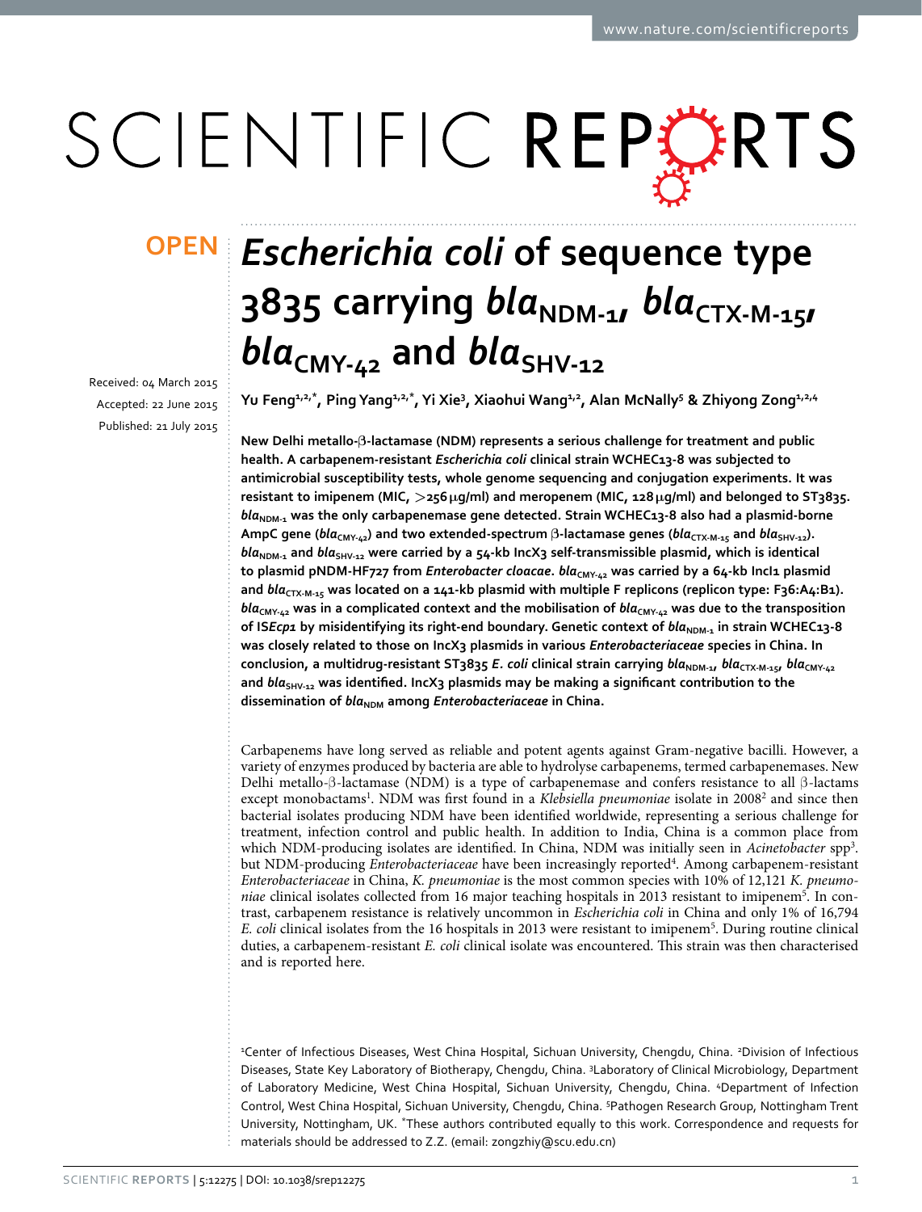OPEN

# *Escherichia coli* of sequence type 3835 carrying *bla*$_{NDM-1}$, *bla*$_{CTX-M-15}$, *bla*$_{CMY-42}$ and *bla*$_{SHV-12}$

Received: 04 March 2015
Accepted: 22 June 2015
Published: 21 July 2015

**Yu Feng[1,2,*], Ping Yang[1,2,*], Yi Xie[3], Xiaohui Wang[1,2], Alan McNally[5] & Zhiyong Zong[1,2,4]**

**New Delhi metallo-β-lactamase (NDM) represents a serious challenge for treatment and public health. A carbapenem-resistant *Escherichia coli* clinical strain WCHEC13-8 was subjected to antimicrobial susceptibility tests, whole genome sequencing and conjugation experiments. It was resistant to imipenem (MIC, >256 μg/ml) and meropenem (MIC, 128 μg/ml) and belonged to ST3835. *bla*$_{NDM-1}$ was the only carbapenemase gene detected. Strain WCHEC13-8 also had a plasmid-borne AmpC gene (*bla*$_{CMY-42}$) and two extended-spectrum β-lactamase genes (*bla*$_{CTX-M-15}$ and *bla*$_{SHV-12}$). *bla*$_{NDM-1}$ and *bla*$_{SHV-12}$ were carried by a 54-kb IncX3 self-transmissible plasmid, which is identical to plasmid pNDM-HF727 from *Enterobacter cloacae*. *bla*$_{CMY-42}$ was carried by a 64-kb IncI1 plasmid and *bla*$_{CTX-M-15}$ was located on a 141-kb plasmid with multiple F replicons (replicon type: F36:A4:B1). *bla*$_{CMY-42}$ was in a complicated context and the mobilisation of *bla*$_{CMY-42}$ was due to the transposition of IS*Ecp1* by misidentifying its right-end boundary. Genetic context of *bla*$_{NDM-1}$ in strain WCHEC13-8 was closely related to those on IncX3 plasmids in various *Enterobacteriaceae* species in China. In conclusion, a multidrug-resistant ST3835 *E. coli* clinical strain carrying *bla*$_{NDM-1}$, *bla*$_{CTX-M-15}$, *bla*$_{CMY-42}$ and *bla*$_{SHV-12}$ was identified. IncX3 plasmids may be making a significant contribution to the dissemination of *bla*$_{NDM}$ among *Enterobacteriaceae* in China.**

Carbapenems have long served as reliable and potent agents against Gram-negative bacilli. However, a variety of enzymes produced by bacteria are able to hydrolyse carbapenems, termed carbapenemases. New Delhi metallo-β-lactamase (NDM) is a type of carbapenemase and confers resistance to all β-lactams except monobactams[1]. NDM was first found in a *Klebsiella pneumoniae* isolate in 2008[2] and since then bacterial isolates producing NDM have been identified worldwide, representing a serious challenge for treatment, infection control and public health. In addition to India, China is a common place from which NDM-producing isolates are identified. In China, NDM was initially seen in *Acinetobacter* spp[3]. but NDM-producing *Enterobacteriaceae* have been increasingly reported[4]. Among carbapenem-resistant *Enterobacteriaceae* in China, *K. pneumoniae* is the most common species with 10% of 12,121 *K. pneumoniae* clinical isolates collected from 16 major teaching hospitals in 2013 resistant to imipenem[5]. In contrast, carbapenem resistance is relatively uncommon in *Escherichia coli* in China and only 1% of 16,794 *E. coli* clinical isolates from the 16 hospitals in 2013 were resistant to imipenem[5]. During routine clinical duties, a carbapenem-resistant *E. coli* clinical isolate was encountered. This strain was then characterised and is reported here.

[1]Center of Infectious Diseases, West China Hospital, Sichuan University, Chengdu, China. [2]Division of Infectious Diseases, State Key Laboratory of Biotherapy, Chengdu, China. [3]Laboratory of Clinical Microbiology, Department of Laboratory Medicine, West China Hospital, Sichuan University, Chengdu, China. [4]Department of Infection Control, West China Hospital, Sichuan University, Chengdu, China. [5]Pathogen Research Group, Nottingham Trent University, Nottingham, UK. *These authors contributed equally to this work. Correspondence and requests for materials should be addressed to Z.Z. (email: zongzhiy@scu.edu.cn)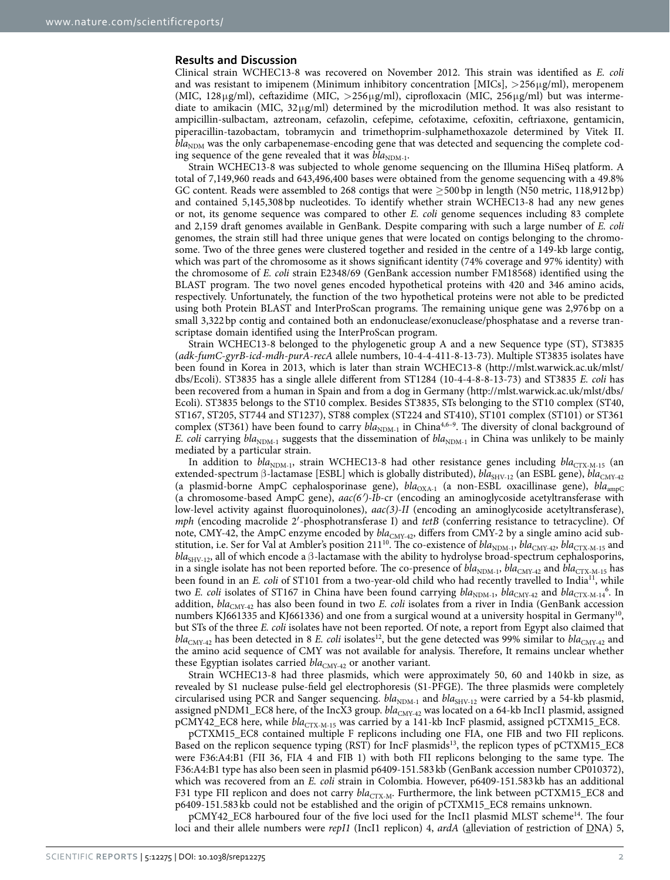## Results and Discussion

Clinical strain WCHEC13-8 was recovered on November 2012. This strain was identified as *E. coli* and was resistant to imipenem (Minimum inhibitory concentration [MICs], >256 μg/ml), meropenem (MIC, 128 μg/ml), ceftazidime (MIC, >256 μg/ml), ciprofloxacin (MIC, 256 μg/ml) but was intermediate to amikacin (MIC, 32 μg/ml) determined by the microdilution method. It was also resistant to ampicillin-sulbactam, aztreonam, cefazolin, cefepime, cefotaxime, cefoxitin, ceftriaxone, gentamicin, piperacillin-tazobactam, tobramycin and trimethoprim-sulphamethoxazole determined by Vitek II. $bla_{NDM}$ was the only carbapenemase-encoding gene that was detected and sequencing the complete coding sequence of the gene revealed that it was $bla_{NDM-1}$.

Strain WCHEC13-8 was subjected to whole genome sequencing on the Illumina HiSeq platform. A total of 7,149,960 reads and 643,496,400 bases were obtained from the genome sequencing with a 49.8% GC content. Reads were assembled to 268 contigs that were ≥500 bp in length (N50 metric, 118,912 bp) and contained 5,145,308 bp nucleotides. To identify whether strain WCHEC13-8 had any new genes or not, its genome sequence was compared to other *E. coli* genome sequences including 83 complete and 2,159 draft genomes available in GenBank. Despite comparing with such a large number of *E. coli* genomes, the strain still had three unique genes that were located on contigs belonging to the chromosome. Two of the three genes were clustered together and resided in the centre of a 149-kb large contig, which was part of the chromosome as it shows significant identity (74% coverage and 97% identity) with the chromosome of *E. coli* strain E2348/69 (GenBank accession number FM18568) identified using the BLAST program. The two novel genes encoded hypothetical proteins with 420 and 346 amino acids, respectively. Unfortunately, the function of the two hypothetical proteins were not able to be predicted using both Protein BLAST and InterProScan programs. The remaining unique gene was 2,976 bp on a small 3,322 bp contig and contained both an endonuclease/exonuclease/phosphatase and a reverse transcriptase domain identified using the InterProScan program.

Strain WCHEC13-8 belonged to the phylogenetic group A and a new Sequence type (ST), ST3835 (*adk-fumC-gyrB-icd-mdh-purA-recA* allele numbers, 10-4-4-411-8-13-73). Multiple ST3835 isolates have been found in Korea in 2013, which is later than strain WCHEC13-8 (http://mlst.warwick.ac.uk/mlst/dbs/Ecoli). ST3835 has a single allele different from ST1284 (10-4-4-8-8-13-73) and ST3835 *E. coli* has been recovered from a human in Spain and from a dog in Germany (http://mlst.warwick.ac.uk/mlst/dbs/Ecoli). ST3835 belongs to the ST10 complex. Besides ST3835, STs belonging to the ST10 complex (ST40, ST167, ST205, ST744 and ST1237), ST88 complex (ST224 and ST410), ST101 complex (ST101) or ST361 complex (ST361) have been found to carry $bla_{NDM-1}$ in China[4,6–9]. The diversity of clonal background of *E. coli* carrying $bla_{NDM-1}$ suggests that the dissemination of $bla_{NDM-1}$ in China was unlikely to be mainly mediated by a particular strain.

In addition to $bla_{NDM-1}$, strain WCHEC13-8 had other resistance genes including $bla_{CTX-M-15}$ (an extended-spectrum β-lactamase [ESBL] which is globally distributed), $bla_{SHV-12}$ (an ESBL gene), $bla_{CMY-42}$ (a plasmid-borne AmpC cephalosporinase gene), $bla_{OXA-1}$ (a non-ESBL oxacillinase gene), $bla_{ampC}$ (a chromosome-based AmpC gene), *aac(6′)-Ib*-cr (encoding an aminoglycoside acetyltransferase with low-level activity against fluoroquinolones), *aac(3)-II* (encoding an aminoglycoside acetyltransferase), *mph* (encoding macrolide 2′-phosphotransferase I) and *tetB* (conferring resistance to tetracycline). Of note, CMY-42, the AmpC enzyme encoded by $bla_{CMY-42}$, differs from CMY-2 by a single amino acid substitution, i.e. Ser for Val at Ambler's position 211[10]. The co-existence of $bla_{NDM-1}$, $bla_{CMY-42}$, $bla_{CTX-M-15}$ and $bla_{SHV-12}$, all of which encode a β-lactamase with the ability to hydrolyse broad-spectrum cephalosporins, in a single isolate has not been reported before. The co-presence of $bla_{NDM-1}$, $bla_{CMY-42}$ and $bla_{CTX-M-15}$ has been found in an *E. coli* of ST101 from a two-year-old child who had recently travelled to India[11], while two *E. coli* isolates of ST167 in China have been found carrying $bla_{NDM-1}$, $bla_{CMY-42}$ and $bla_{CTX-M-14}$[6]. In addition, $bla_{CMY-42}$ has also been found in two *E. coli* isolates from a river in India (GenBank accession numbers KJ661335 and KJ661336) and one from a surgical wound at a university hospital in Germany[10], but STs of the three *E. coli* isolates have not been reported. Of note, a report from Egypt also claimed that $bla_{CMY-42}$ has been detected in 8 *E. coli* isolates[12], but the gene detected was 99% similar to $bla_{CMY-42}$ and the amino acid sequence of CMY was not available for analysis. Therefore, It remains unclear whether these Egyptian isolates carried $bla_{CMY-42}$ or another variant.

Strain WCHEC13-8 had three plasmids, which were approximately 50, 60 and 140 kb in size, as revealed by S1 nuclease pulse-field gel electrophoresis (S1-PFGE). The three plasmids were completely circularised using PCR and Sanger sequencing. $bla_{NDM-1}$ and $bla_{SHV-12}$ were carried by a 54-kb plasmid, assigned pNDM1_EC8 here, of the IncX3 group. $bla_{CMY-42}$ was located on a 64-kb IncI1 plasmid, assigned pCMY42_EC8 here, while $bla_{CTX-M-15}$ was carried by a 141-kb IncF plasmid, assigned pCTXM15_EC8.

pCTXM15_EC8 contained multiple F replicons including one FIA, one FIB and two FII replicons. Based on the replicon sequence typing (RST) for IncF plasmids[13], the replicon types of pCTXM15_EC8 were F36:A4:B1 (FII 36, FIA 4 and FIB 1) with both FII replicons belonging to the same type. The F36:A4:B1 type has also been seen in plasmid p6409-151.583 kb (GenBank accession number CP010372), which was recovered from an *E. coli* strain in Colombia. However, p6409-151.583 kb has an additional F31 type FII replicon and does not carry $bla_{CTX-M}$. Furthermore, the link between pCTXM15_EC8 and p6409-151.583 kb could not be established and the origin of pCTXM15_EC8 remains unknown.

pCMY42_EC8 harboured four of the five loci used for the IncI1 plasmid MLST scheme[14]. The four loci and their allele numbers were *repI1* (IncI1 replicon) 4, *ardA* (alleviation of restriction of DNA) 5,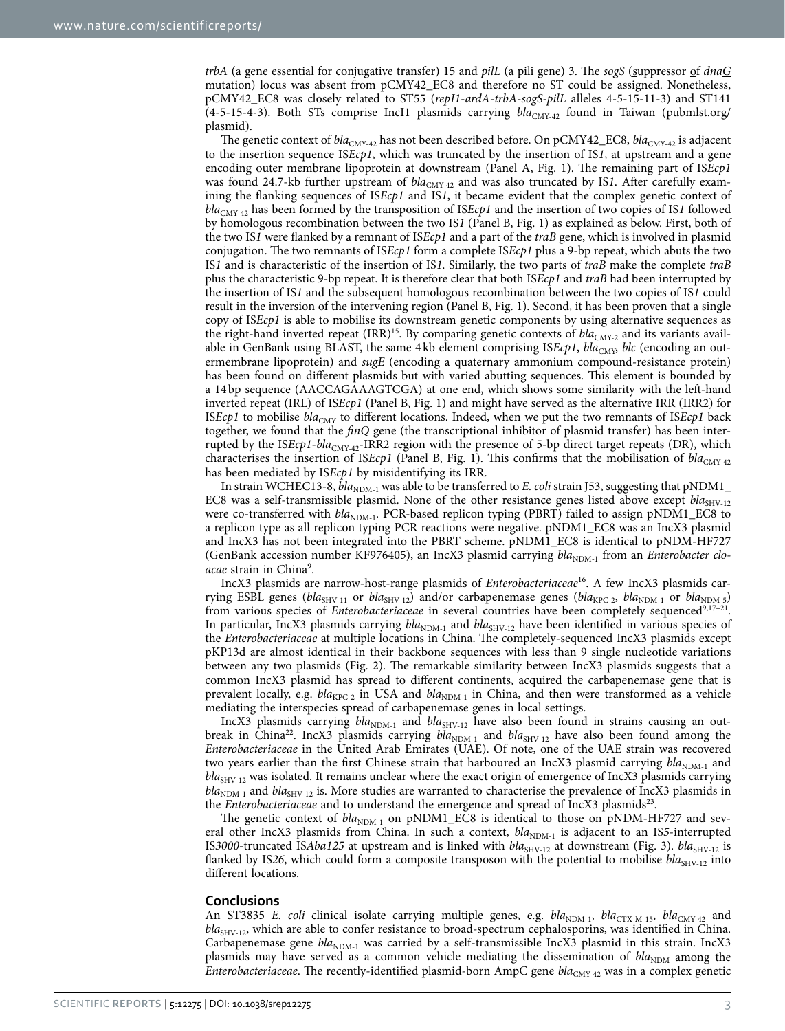*trbA* (a gene essential for conjugative transfer) 15 and *pilL* (a pili gene) 3. The *sogS* (suppressor of *dnaG* mutation) locus was absent from pCMY42_EC8 and therefore no ST could be assigned. Nonetheless, pCMY42_EC8 was closely related to ST55 (*repI1-ardA-trbA-sogS-pilL* alleles 4-5-15-11-3) and ST141 (4-5-15-4-3). Both STs comprise IncI1 plasmids carrying $bla_{CMY-42}$ found in Taiwan (pubmlst.org/plasmid).

The genetic context of $bla_{CMY-42}$ has not been described before. On pCMY42_EC8, $bla_{CMY-42}$ is adjacent to the insertion sequence IS*Ecp1*, which was truncated by the insertion of IS*1*, at upstream and a gene encoding outer membrane lipoprotein at downstream (Panel A, Fig. 1). The remaining part of IS*Ecp1* was found 24.7-kb further upstream of $bla_{CMY-42}$ and was also truncated by IS*1*. After carefully examining the flanking sequences of IS*Ecp1* and IS*1*, it became evident that the complex genetic context of $bla_{CMY-42}$ has been formed by the transposition of IS*Ecp1* and the insertion of two copies of IS*1* followed by homologous recombination between the two IS*1* (Panel B, Fig. 1) as explained as below. First, both of the two IS*1* were flanked by a remnant of IS*Ecp1* and a part of the *traB* gene, which is involved in plasmid conjugation. The two remnants of IS*Ecp1* form a complete IS*Ecp1* plus a 9-bp repeat, which abuts the two IS*1* and is characteristic of the insertion of IS*1*. Similarly, the two parts of *traB* make the complete *traB* plus the characteristic 9-bp repeat. It is therefore clear that both IS*Ecp1* and *traB* had been interrupted by the insertion of IS*1* and the subsequent homologous recombination between the two copies of IS*1* could result in the inversion of the intervening region (Panel B, Fig. 1). Second, it has been proven that a single copy of IS*Ecp1* is able to mobilise its downstream genetic components by using alternative sequences as the right-hand inverted repeat (IRR)[15]. By comparing genetic contexts of $bla_{CMY-2}$ and its variants available in GenBank using BLAST, the same 4 kb element comprising IS*Ecp1*, $bla_{CMY}$, *blc* (encoding an outermembrane lipoprotein) and *sugE* (encoding a quaternary ammonium compound-resistance protein) has been found on different plasmids but with varied abutting sequences. This element is bounded by a 14 bp sequence (AACCAGAAAGTCGA) at one end, which shows some similarity with the left-hand inverted repeat (IRL) of IS*Ecp1* (Panel B, Fig. 1) and might have served as the alternative IRR (IRR2) for IS*Ecp1* to mobilise $bla_{CMY}$ to different locations. Indeed, when we put the two remnants of IS*Ecp1* back together, we found that the *finQ* gene (the transcriptional inhibitor of plasmid transfer) has been interrupted by the IS*Ecp1*-$bla_{CMY-42}$-IRR2 region with the presence of 5-bp direct target repeats (DR), which characterises the insertion of IS*Ecp1* (Panel B, Fig. 1). This confirms that the mobilisation of $bla_{CMY-42}$ has been mediated by IS*Ecp1* by misidentifying its IRR.

In strain WCHEC13-8, $bla_{NDM-1}$ was able to be transferred to *E. coli* strain J53, suggesting that pNDM1_EC8 was a self-transmissible plasmid. None of the other resistance genes listed above except $bla_{SHV-12}$ were co-transferred with $bla_{NDM-1}$. PCR-based replicon typing (PBRT) failed to assign pNDM1_EC8 to a replicon type as all replicon typing PCR reactions were negative. pNDM1_EC8 was an IncX3 plasmid and IncX3 has not been integrated into the PBRT scheme. pNDM1_EC8 is identical to pNDM-HF727 (GenBank accession number KF976405), an IncX3 plasmid carrying $bla_{NDM-1}$ from an *Enterobacter cloacae* strain in China[9].

IncX3 plasmids are narrow-host-range plasmids of *Enterobacteriaceae*[16]. A few IncX3 plasmids carrying ESBL genes ($bla_{SHV-11}$ or $bla_{SHV-12}$) and/or carbapenemase genes ($bla_{KPC-2}$, $bla_{NDM-1}$ or $bla_{NDM-5}$) from various species of *Enterobacteriaceae* in several countries have been completely sequenced[9,17–21]. In particular, IncX3 plasmids carrying $bla_{NDM-1}$ and $bla_{SHV-12}$ have been identified in various species of the *Enterobacteriaceae* at multiple locations in China. The completely-sequenced IncX3 plasmids except pKP13d are almost identical in their backbone sequences with less than 9 single nucleotide variations between any two plasmids (Fig. 2). The remarkable similarity between IncX3 plasmids suggests that a common IncX3 plasmid has spread to different continents, acquired the carbapenemase gene that is prevalent locally, e.g. $bla_{KPC-2}$ in USA and $bla_{NDM-1}$ in China, and then were transformed as a vehicle mediating the interspecies spread of carbapenemase genes in local settings.

IncX3 plasmids carrying $bla_{NDM-1}$ and $bla_{SHV-12}$ have also been found in strains causing an outbreak in China[22]. IncX3 plasmids carrying $bla_{NDM-1}$ and $bla_{SHV-12}$ have also been found among the *Enterobacteriaceae* in the United Arab Emirates (UAE). Of note, one of the UAE strain was recovered two years earlier than the first Chinese strain that harboured an IncX3 plasmid carrying $bla_{NDM-1}$ and $bla_{SHV-12}$ was isolated. It remains unclear where the exact origin of emergence of IncX3 plasmids carrying $bla_{NDM-1}$ and $bla_{SHV-12}$ is. More studies are warranted to characterise the prevalence of IncX3 plasmids in the *Enterobacteriaceae* and to understand the emergence and spread of IncX3 plasmids[23].

The genetic context of $bla_{NDM-1}$ on pNDM1_EC8 is identical to those on pNDM-HF727 and several other IncX3 plasmids from China. In such a context, $bla_{NDM-1}$ is adjacent to an IS*5*-interrupted IS*3000*-truncated IS*Aba125* at upstream and is linked with $bla_{SHV-12}$ at downstream (Fig. 3). $bla_{SHV-12}$ is flanked by IS*26*, which could form a composite transposon with the potential to mobilise $bla_{SHV-12}$ into different locations.

## Conclusions

An ST3835 *E. coli* clinical isolate carrying multiple genes, e.g. $bla_{NDM-1}$, $bla_{CTX-M-15}$, $bla_{CMY-42}$ and $bla_{SHV-12}$, which are able to confer resistance to broad-spectrum cephalosporins, was identified in China. Carbapenemase gene $bla_{NDM-1}$ was carried by a self-transmissible IncX3 plasmid in this strain. IncX3 plasmids may have served as a common vehicle mediating the dissemination of $bla_{NDM}$ among the *Enterobacteriaceae*. The recently-identified plasmid-born AmpC gene $bla_{CMY-42}$ was in a complex genetic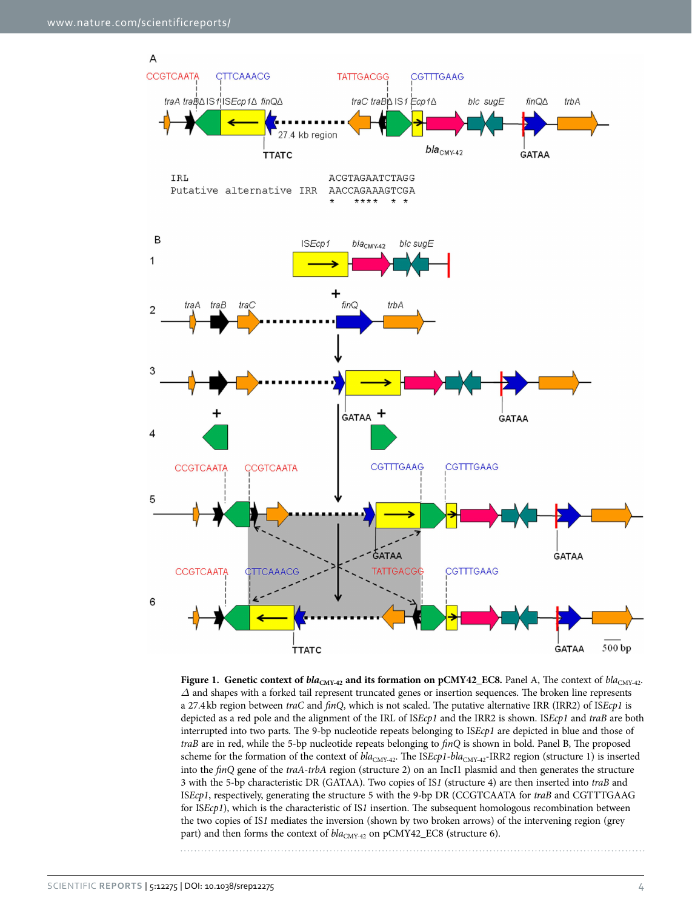**Figure 1. Genetic context of $bla_{CMY-42}$ and its formation on pCMY42_EC8.** Panel A, The context of $bla_{CMY-42}$. $\Delta$ and shapes with a forked tail represent truncated genes or insertion sequences. The broken line represents a 27.4 kb region between *traC* and *finQ*, which is not scaled. The putative alternative IRR (IRR2) of IS*Ecp1* is depicted as a red pole and the alignment of the IRL of IS*Ecp1* and the IRR2 is shown. IS*Ecp1* and *traB* are both interrupted into two parts. The 9-bp nucleotide repeats belonging to IS*Ecp1* are depicted in blue and those of *traB* are in red, while the 5-bp nucleotide repeats belonging to *finQ* is shown in bold. Panel B, The proposed scheme for the formation of the context of $bla_{CMY-42}$. The IS*Ecp1*-$bla_{CMY-42}$-IRR2 region (structure 1) is inserted into the *finQ* gene of the *traA-trbA* region (structure 2) on an IncI1 plasmid and then generates the structure 3 with the 5-bp characteristic DR (GATAA). Two copies of IS*1* (structure 4) are then inserted into *traB* and IS*Ecp1*, respectively, generating the structure 5 with the 9-bp DR (CCGTCAATA for *traB* and CGTTTGAAG for IS*Ecp1*), which is the characteristic of IS*1* insertion. The subsequent homologous recombination between the two copies of IS*1* mediates the inversion (shown by two broken arrows) of the intervening region (grey part) and then forms the context of $bla_{CMY-42}$ on pCMY42_EC8 (structure 6).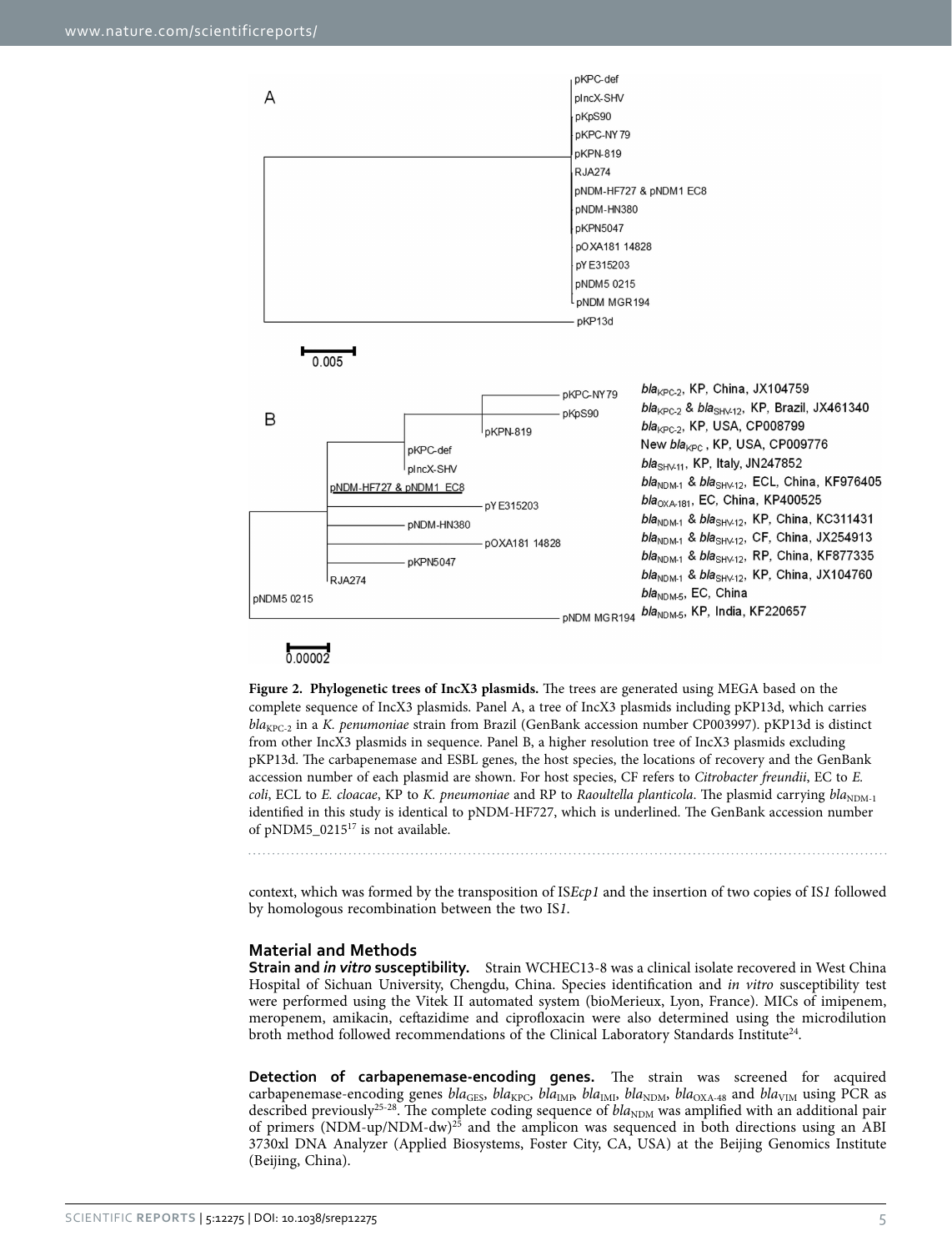**Figure 2. Phylogenetic trees of IncX3 plasmids.** The trees are generated using MEGA based on the complete sequence of IncX3 plasmids. Panel A, a tree of IncX3 plasmids including pKP13d, which carries $bla_{KPC-2}$ in a *K. penumoniae* strain from Brazil (GenBank accession number CP003997). pKP13d is distinct from other IncX3 plasmids in sequence. Panel B, a higher resolution tree of IncX3 plasmids excluding pKP13d. The carbapenemase and ESBL genes, the host species, the locations of recovery and the GenBank accession number of each plasmid are shown. For host species, CF refers to *Citrobacter freundii*, EC to *E. coli*, ECL to *E. cloacae*, KP to *K. pneumoniae* and RP to *Raoultella planticola*. The plasmid carrying $bla_{NDM-1}$ identified in this study is identical to pNDM-HF727, which is underlined. The GenBank accession number of pNDM5_0215[17] is not available.

context, which was formed by the transposition of IS*Ecp1* and the insertion of two copies of IS*1* followed by homologous recombination between the two IS*1*.

## Material and Methods

**Strain and *in vitro* susceptibility.** Strain WCHEC13-8 was a clinical isolate recovered in West China Hospital of Sichuan University, Chengdu, China. Species identification and *in vitro* susceptibility test were performed using the Vitek II automated system (bioMerieux, Lyon, France). MICs of imipenem, meropenem, amikacin, ceftazidime and ciprofloxacin were also determined using the microdilution broth method followed recommendations of the Clinical Laboratory Standards Institute[24].

**Detection of carbapenemase-encoding genes.** The strain was screened for acquired carbapenemase-encoding genes $bla_{GES}$, $bla_{KPC}$, $bla_{IMP}$, $bla_{IMI}$, $bla_{NDM}$, $bla_{OXA-48}$ and $bla_{VIM}$ using PCR as described previously[25–28]. The complete coding sequence of $bla_{NDM}$ was amplified with an additional pair of primers (NDM-up/NDM-dw)[25] and the amplicon was sequenced in both directions using an ABI 3730xl DNA Analyzer (Applied Biosystems, Foster City, CA, USA) at the Beijing Genomics Institute (Beijing, China).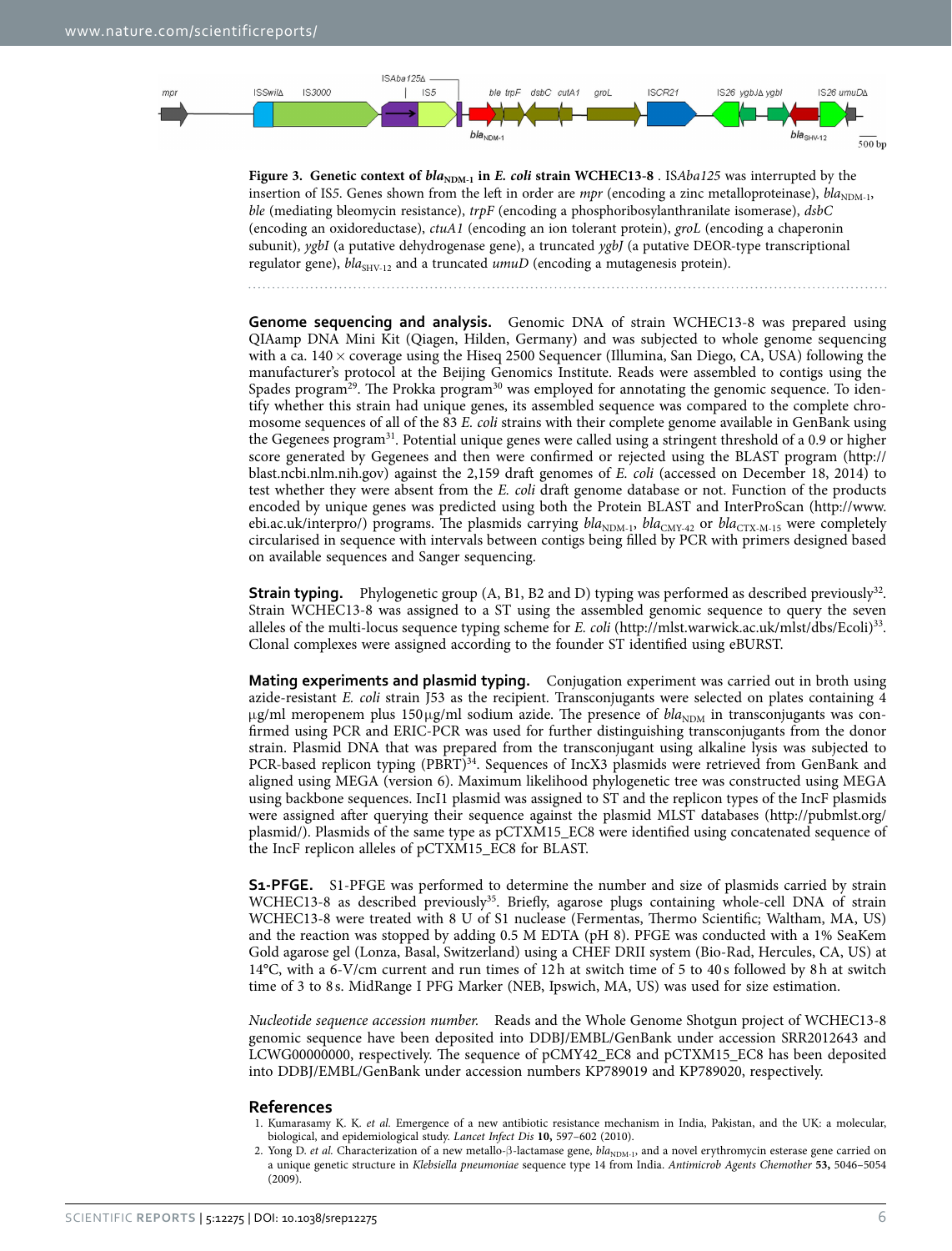**Figure 3. Genetic context of $bla_{NDM-1}$ in *E. coli* strain WCHEC13-8**. IS*Aba125* was interrupted by the insertion of IS*5*. Genes shown from the left in order are *mpr* (encoding a zinc metalloproteinase), $bla_{NDM-1}$, *ble* (mediating bleomycin resistance), *trpF* (encoding a phosphoribosylanthranilate isomerase), *dsbC* (encoding an oxidoreductase), *ctuA1* (encoding an ion tolerant protein), *groL* (encoding a chaperonin subunit), *ygbI* (a putative dehydrogenase gene), a truncated *ygbJ* (a putative DEOR-type transcriptional regulator gene), $bla_{SHV-12}$ and a truncated *umuD* (encoding a mutagenesis protein).

**Genome sequencing and analysis.** Genomic DNA of strain WCHEC13-8 was prepared using QIAamp DNA Mini Kit (Qiagen, Hilden, Germany) and was subjected to whole genome sequencing with a ca. 140 × coverage using the Hiseq 2500 Sequencer (Illumina, San Diego, CA, USA) following the manufacturer's protocol at the Beijing Genomics Institute. Reads were assembled to contigs using the Spades program[29]. The Prokka program[30] was employed for annotating the genomic sequence. To identify whether this strain had unique genes, its assembled sequence was compared to the complete chromosome sequences of all of the 83 *E. coli* strains with their complete genome available in GenBank using the Gegenees program[31]. Potential unique genes were called using a stringent threshold of a 0.9 or higher score generated by Gegenees and then were confirmed or rejected using the BLAST program (http://blast.ncbi.nlm.nih.gov) against the 2,159 draft genomes of *E. coli* (accessed on December 18, 2014) to test whether they were absent from the *E. coli* draft genome database or not. Function of the products encoded by unique genes was predicted using both the Protein BLAST and InterProScan (http://www.ebi.ac.uk/interpro/) programs. The plasmids carrying $bla_{NDM-1}$, $bla_{CMY-42}$ or $bla_{CTX-M-15}$ were completely circularised in sequence with intervals between contigs being filled by PCR with primers designed based on available sequences and Sanger sequencing.

**Strain typing.** Phylogenetic group (A, B1, B2 and D) typing was performed as described previously[32]. Strain WCHEC13-8 was assigned to a ST using the assembled genomic sequence to query the seven alleles of the multi-locus sequence typing scheme for *E. coli* (http://mlst.warwick.ac.uk/mlst/dbs/Ecoli)[33]. Clonal complexes were assigned according to the founder ST identified using eBURST.

**Mating experiments and plasmid typing.** Conjugation experiment was carried out in broth using azide-resistant *E. coli* strain J53 as the recipient. Transconjugants were selected on plates containing 4 μg/ml meropenem plus 150 μg/ml sodium azide. The presence of $bla_{NDM}$ in transconjugants was confirmed using PCR and ERIC-PCR was used for further distinguishing transconjugants from the donor strain. Plasmid DNA that was prepared from the transconjugant using alkaline lysis was subjected to PCR-based replicon typing (PBRT)[34]. Sequences of IncX3 plasmids were retrieved from GenBank and aligned using MEGA (version 6). Maximum likelihood phylogenetic tree was constructed using MEGA using backbone sequences. IncI1 plasmid was assigned to ST and the replicon types of the IncF plasmids were assigned after querying their sequence against the plasmid MLST databases (http://pubmlst.org/plasmid/). Plasmids of the same type as pCTXM15_EC8 were identified using concatenated sequence of the IncF replicon alleles of pCTXM15_EC8 for BLAST.

**S1-PFGE.** S1-PFGE was performed to determine the number and size of plasmids carried by strain WCHEC13-8 as described previously[35]. Briefly, agarose plugs containing whole-cell DNA of strain WCHEC13-8 were treated with 8 U of S1 nuclease (Fermentas, Thermo Scientific; Waltham, MA, US) and the reaction was stopped by adding 0.5 M EDTA (pH 8). PFGE was conducted with a 1% SeaKem Gold agarose gel (Lonza, Basal, Switzerland) using a CHEF DRII system (Bio-Rad, Hercules, CA, US) at 14°C, with a 6-V/cm current and run times of 12 h at switch time of 5 to 40 s followed by 8 h at switch time of 3 to 8 s. MidRange I PFG Marker (NEB, Ipswich, MA, US) was used for size estimation.

*Nucleotide sequence accession number.* Reads and the Whole Genome Shotgun project of WCHEC13-8 genomic sequence have been deposited into DDBJ/EMBL/GenBank under accession SRR2012643 and LCWG00000000, respectively. The sequence of pCMY42_EC8 and pCTXM15_EC8 has been deposited into DDBJ/EMBL/GenBank under accession numbers KP789019 and KP789020, respectively.

## References

1. Kumarasamy K. K. *et al.* Emergence of a new antibiotic resistance mechanism in India, Pakistan, and the UK: a molecular, biological, and epidemiological study. *Lancet Infect Dis* **10,** 597–602 (2010).
2. Yong D. *et al.* Characterization of a new metallo-β-lactamase gene, $bla_{NDM-1}$, and a novel erythromycin esterase gene carried on a unique genetic structure in *Klebsiella pneumoniae* sequence type 14 from India. *Antimicrob Agents Chemother* **53,** 5046–5054 (2009).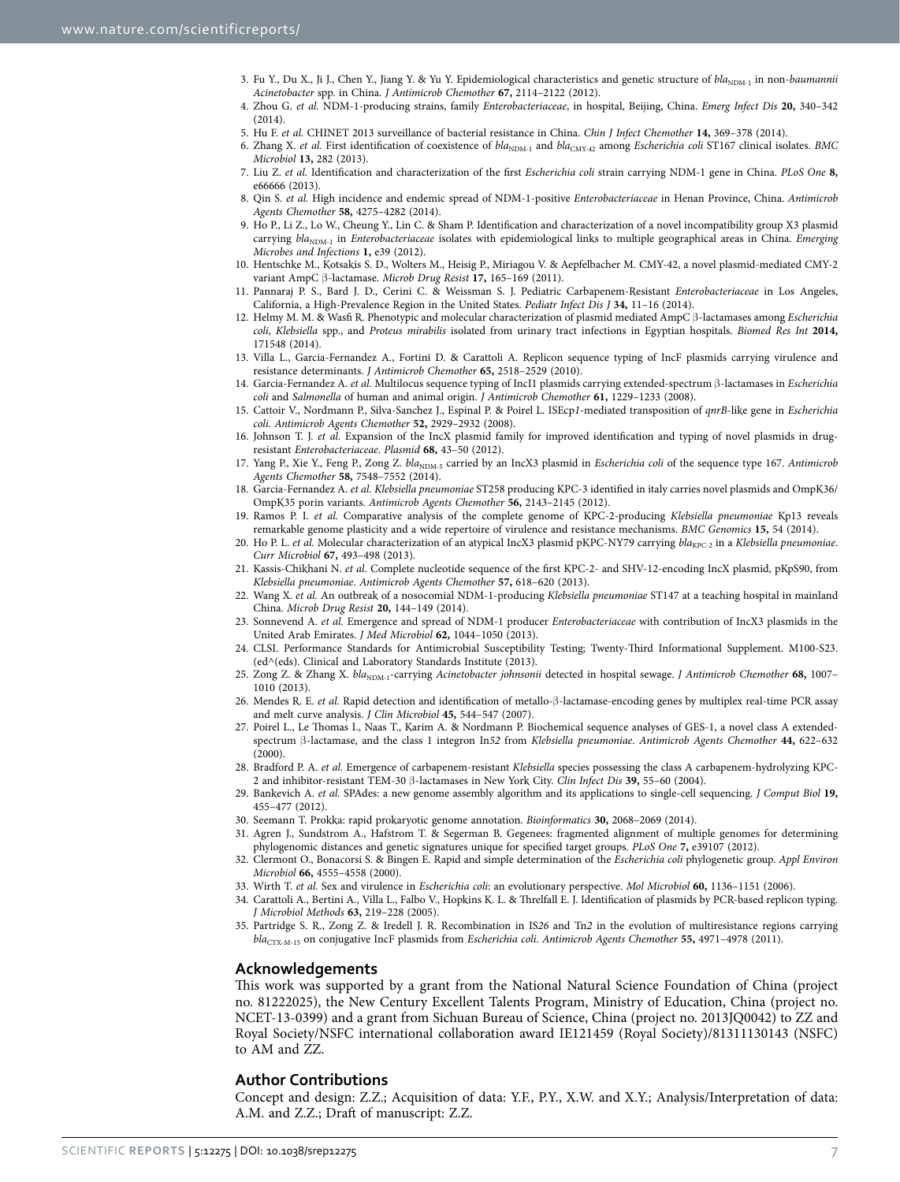3. Fu Y., Du X., Ji J., Chen Y., Jiang Y. & Yu Y. Epidemiological characteristics and genetic structure of *bla*$_{NDM-1}$ in non-*baumannii Acinetobacter* spp. in China. *J Antimicrob Chemother* **67,** 2114–2122 (2012).
4. Zhou G. *et al.* NDM-1-producing strains, family *Enterobacteriaceae*, in hospital, Beijing, China. *Emerg Infect Dis* **20,** 340–342 (2014).
5. Hu F. *et al.* CHINET 2013 surveillance of bacterial resistance in China. *Chin J Infect Chemother* **14,** 369–378 (2014).
6. Zhang X. *et al.* First identification of coexistence of *bla*$_{NDM-1}$ and *bla*$_{CMY-42}$ among *Escherichia coli* ST167 clinical isolates. *BMC Microbiol* **13,** 282 (2013).
7. Liu Z. *et al.* Identification and characterization of the first *Escherichia coli* strain carrying NDM-1 gene in China. *PLoS One* **8,** e66666 (2013).
8. Qin S. *et al.* High incidence and endemic spread of NDM-1-positive *Enterobacteriaceae* in Henan Province, China. *Antimicrob Agents Chemother* **58,** 4275–4282 (2014).
9. Ho P., Li Z., Lo W., Cheung Y., Lin C. & Sham P. Identification and characterization of a novel incompatibility group X3 plasmid carrying *bla*$_{NDM-1}$ in *Enterobacteriaceae* isolates with epidemiological links to multiple geographical areas in China. *Emerging Microbes and Infections* **1,** e39 (2012).
10. Hentschke M., Kotsakis S. D., Wolters M., Heisig P., Miriagou V. & Aepfelbacher M. CMY-42, a novel plasmid-mediated CMY-2 variant AmpC β-lactamase. *Microb Drug Resist* **17,** 165–169 (2011).
11. Pannaraj P. S., Bard J. D., Cerini C. & Weissman S. J. Pediatric Carbapenem-Resistant *Enterobacteriaceae* in Los Angeles, California, a High-Prevalence Region in the United States. *Pediatr Infect Dis J* **34,** 11–16 (2014).
12. Helmy M. M. & Wasfi R. Phenotypic and molecular characterization of plasmid mediated AmpC β-lactamases among *Escherichia coli*, *Klebsiella* spp., and *Proteus mirabilis* isolated from urinary tract infections in Egyptian hospitals. *Biomed Res Int* **2014,** 171548 (2014).
13. Villa L., Garcia-Fernandez A., Fortini D. & Carattoli A. Replicon sequence typing of IncF plasmids carrying virulence and resistance determinants. *J Antimicrob Chemother* **65,** 2518–2529 (2010).
14. Garcia-Fernandez A. *et al.* Multilocus sequence typing of IncI1 plasmids carrying extended-spectrum β-lactamases in *Escherichia coli* and *Salmonella* of human and animal origin. *J Antimicrob Chemother* **61,** 1229–1233 (2008).
15. Cattoir V., Nordmann P., Silva-Sanchez J., Espinal P. & Poirel L. IS*Ecp1*-mediated transposition of *qnrB*-like gene in *Escherichia coli*. *Antimicrob Agents Chemother* **52,** 2929–2932 (2008).
16. Johnson T. J. *et al.* Expansion of the IncX plasmid family for improved identification and typing of novel plasmids in drug-resistant *Enterobacteriaceae*. *Plasmid* **68,** 43–50 (2012).
17. Yang P., Xie Y., Feng P., Zong Z. *bla*$_{NDM-5}$ carried by an IncX3 plasmid in *Escherichia coli* of the sequence type 167. *Antimicrob Agents Chemother* **58,** 7548–7552 (2014).
18. Garcia-Fernandez A. *et al.* *Klebsiella pneumoniae* ST258 producing KPC-3 identified in italy carries novel plasmids and OmpK36/OmpK35 porin variants. *Antimicrob Agents Chemother* **56,** 2143–2145 (2012).
19. Ramos P. I. *et al.* Comparative analysis of the complete genome of KPC-2-producing *Klebsiella pneumoniae* Kp13 reveals remarkable genome plasticity and a wide repertoire of virulence and resistance mechanisms. *BMC Genomics* **15,** 54 (2014).
20. Ho P. L. *et al.* Molecular characterization of an atypical IncX3 plasmid pKPC-NY79 carrying *bla*$_{KPC-2}$ in a *Klebsiella pneumoniae*. *Curr Microbiol* **67,** 493–498 (2013).
21. Kassis-Chikhani N. *et al.* Complete nucleotide sequence of the first KPC-2- and SHV-12-encoding IncX plasmid, pKpS90, from *Klebsiella pneumoniae*. *Antimicrob Agents Chemother* **57,** 618–620 (2013).
22. Wang X. *et al.* An outbreak of a nosocomial NDM-1-producing *Klebsiella pneumoniae* ST147 at a teaching hospital in mainland China. *Microb Drug Resist* **20,** 144–149 (2014).
23. Sonnevend A. *et al.* Emergence and spread of NDM-1 producer *Enterobacteriaceae* with contribution of IncX3 plasmids in the United Arab Emirates. *J Med Microbiol* **62,** 1044–1050 (2013).
24. CLSI. Performance Standards for Antimicrobial Susceptibility Testing; Twenty-Third Informational Supplement. M100-S23. (ed^(eds). Clinical and Laboratory Standards Institute (2013).
25. Zong Z. & Zhang X. *bla*$_{NDM-1}$-carrying *Acinetobacter johnsonii* detected in hospital sewage. *J Antimicrob Chemother* **68,** 1007–1010 (2013).
26. Mendes R. E. *et al.* Rapid detection and identification of metallo-β-lactamase-encoding genes by multiplex real-time PCR assay and melt curve analysis. *J Clin Microbiol* **45,** 544–547 (2007).
27. Poirel L., Le Thomas I., Naas T., Karim A. & Nordmann P. Biochemical sequence analyses of GES-1, a novel class A extended-spectrum β-lactamase, and the class 1 integron In*52* from *Klebsiella pneumoniae*. *Antimicrob Agents Chemother* **44,** 622–632 (2000).
28. Bradford P. A. *et al.* Emergence of carbapenem-resistant *Klebsiella* species possessing the class A carbapenem-hydrolyzing KPC-2 and inhibitor-resistant TEM-30 β-lactamases in New York City. *Clin Infect Dis* **39,** 55–60 (2004).
29. Bankevich A. *et al.* SPAdes: a new genome assembly algorithm and its applications to single-cell sequencing. *J Comput Biol* **19,** 455–477 (2012).
30. Seemann T. Prokka: rapid prokaryotic genome annotation. *Bioinformatics* **30,** 2068–2069 (2014).
31. Agren J., Sundstrom A., Hafstrom T. & Segerman B. Gegenees: fragmented alignment of multiple genomes for determining phylogenomic distances and genetic signatures unique for specified target groups. *PLoS One* **7,** e39107 (2012).
32. Clermont O., Bonacorsi S. & Bingen E. Rapid and simple determination of the *Escherichia coli* phylogenetic group. *Appl Environ Microbiol* **66,** 4555–4558 (2000).
33. Wirth T. *et al.* Sex and virulence in *Escherichia coli*: an evolutionary perspective. *Mol Microbiol* **60,** 1136–1151 (2006).
34. Carattoli A., Bertini A., Villa L., Falbo V., Hopkins K. L. & Threlfall E. J. Identification of plasmids by PCR-based replicon typing. *J Microbiol Methods* **63,** 219–228 (2005).
35. Partridge S. R., Zong Z. & Iredell J. R. Recombination in IS*26* and Tn*2* in the evolution of multiresistance regions carrying *bla*$_{CTX-M-15}$ on conjugative IncF plasmids from *Escherichia coli*. *Antimicrob Agents Chemother* **55,** 4971–4978 (2011).

## Acknowledgements

This work was supported by a grant from the National Natural Science Foundation of China (project no. 81222025), the New Century Excellent Talents Program, Ministry of Education, China (project no. NCET-13-0399) and a grant from Sichuan Bureau of Science, China (project no. 2013JQ0042) to ZZ and Royal Society/NSFC international collaboration award IE121459 (Royal Society)/81311130143 (NSFC) to AM and ZZ.

## Author Contributions

Concept and design: Z.Z.; Acquisition of data: Y.F., P.Y., X.W. and X.Y.; Analysis/Interpretation of data: A.M. and Z.Z.; Draft of manuscript: Z.Z.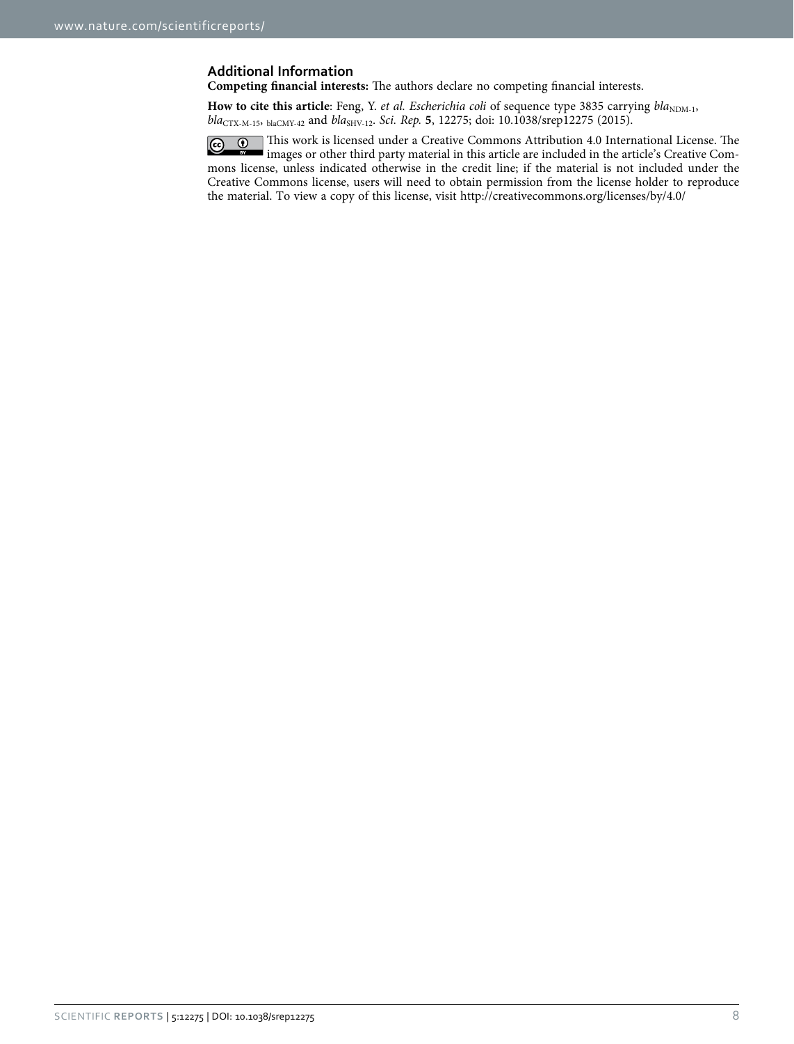## Additional Information

**Competing financial interests:** The authors declare no competing financial interests.

**How to cite this article**: Feng, Y. *et al. Escherichia coli* of sequence type 3835 carrying *bla*$_{\text{NDM-1}}$, *bla*$_{\text{CTX-M-15}}$, $_{\text{blaCMY-42}}$ and *bla*$_{\text{SHV-12}}$. *Sci. Rep.* **5**, 12275; doi: 10.1038/srep12275 (2015).

This work is licensed under a Creative Commons Attribution 4.0 International License. The images or other third party material in this article are included in the article's Creative Commons license, unless indicated otherwise in the credit line; if the material is not included under the Creative Commons license, users will need to obtain permission from the license holder to reproduce the material. To view a copy of this license, visit http://creativecommons.org/licenses/by/4.0/